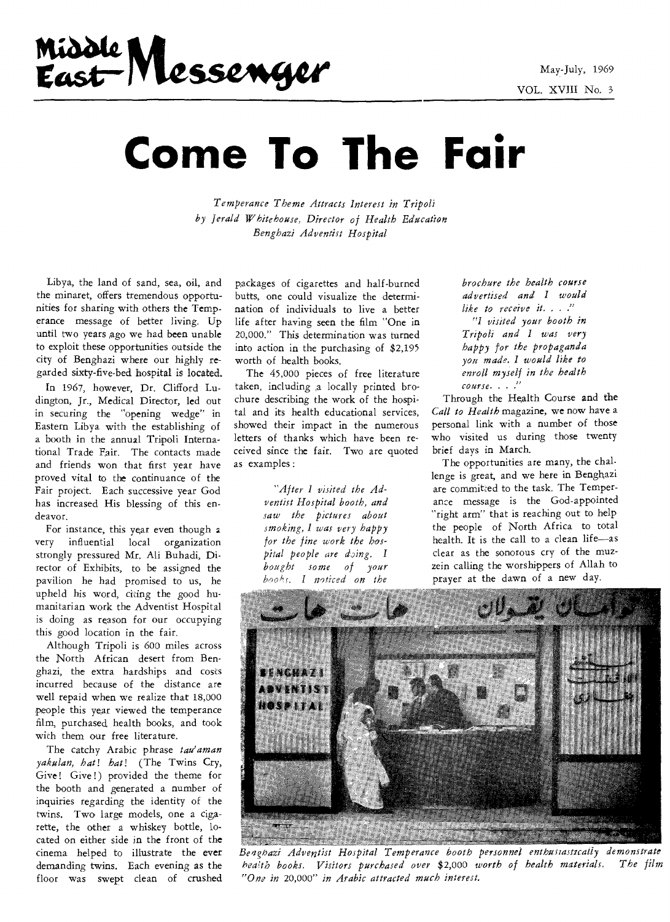# Middle East Messenger

May-July, 1969

VOL. XVIII No. 3

# Come To The Fair

*Temperance Theme Attracts Interest in Tripoli*
*by Jerald Whitehouse, Director of Health Education*
*Benghazi Adventist Hospital*

Libya, the land of sand, sea, oil, and the minaret, offers tremendous opportunities for sharing with others the Temperance message of better living. Up until two years ago we had been unable to exploit these opportunities outside the city of Benghazi where our highly regarded sixty-five-bed hospital is located.

In 1967, however, Dr. Clifford Ludington, Jr., Medical Director, led out in securing the "opening wedge" in Eastern Libya with the establishing of a booth in the annual Tripoli International Trade Fair. The contacts made and friends won that first year have proved vital to the continuance of the Fair project. Each successive year God has increased His blessing of this endeavor.

For instance, this year even though a very influential local organization strongly pressured Mr. Ali Buhadi, Director of Exhibits, to be assigned the pavilion he had promised to us, he upheld his word, citing the good humanitarian work the Adventist Hospital is doing as reason for our occupying this good location in the fair.

Although Tripoli is 600 miles across the North African desert from Benghazi, the extra hardships and costs incurred because of the distance are well repaid when we realize that 18,000 people this year viewed the temperance film, purchased health books, and took with them our free literature.

The catchy Arabic phrase *tau'aman yakulan, hat! hat!* (The Twins Cry, Give! Give!) provided the theme for the booth and generated a number of inquiries regarding the identity of the twins. Two large models, one a cigarette, the other a whiskey bottle, located on either side in the front of the cinema helped to illustrate the ever demanding twins. Each evening as the floor was swept clean of crushed packages of cigarettes and half-burned butts, one could visualize the determination of individuals to live a better life after having seen the film "One in 20,000." This determination was turned into action in the purchasing of $2,195 worth of health books.

The 45,000 pieces of free literature taken, including a locally printed brochure describing the work of the hospital and its health educational services, showed their impact in the numerous letters of thanks which have been received since the fair. Two are quoted as examples:

> *"After I visited the Adventist Hospital booth, and saw the pictures about smoking, I was very happy for the fine work the hospital people are doing. I bought some of your books. I noticed on the brochure the health course advertised and I would like to receive it. . . ."*
>
> *"I visited your booth in Tripoli and I was very happy for the propaganda you made. I would like to enroll myself in the health course. . . ."*

Through the Health Course and the *Call to Health* magazine, we now have a personal link with a number of those who visited us during those twenty brief days in March.

The opportunities are many, the challenge is great, and we here in Benghazi are committed to the task. The Temperance message is the God-appointed "right arm" that is reaching out to help the people of North Africa to total health. It is the call to a clean life—as clear as the sonorous cry of the muzzein calling the worshippers of Allah to prayer at the dawn of a new day.

*Benghazi Adventist Hospital Temperance booth personnel enthusiastically demonstrate health books. Visitors purchased over $2,000 worth of health materials. The film "One in 20,000" in Arabic attracted much interest.*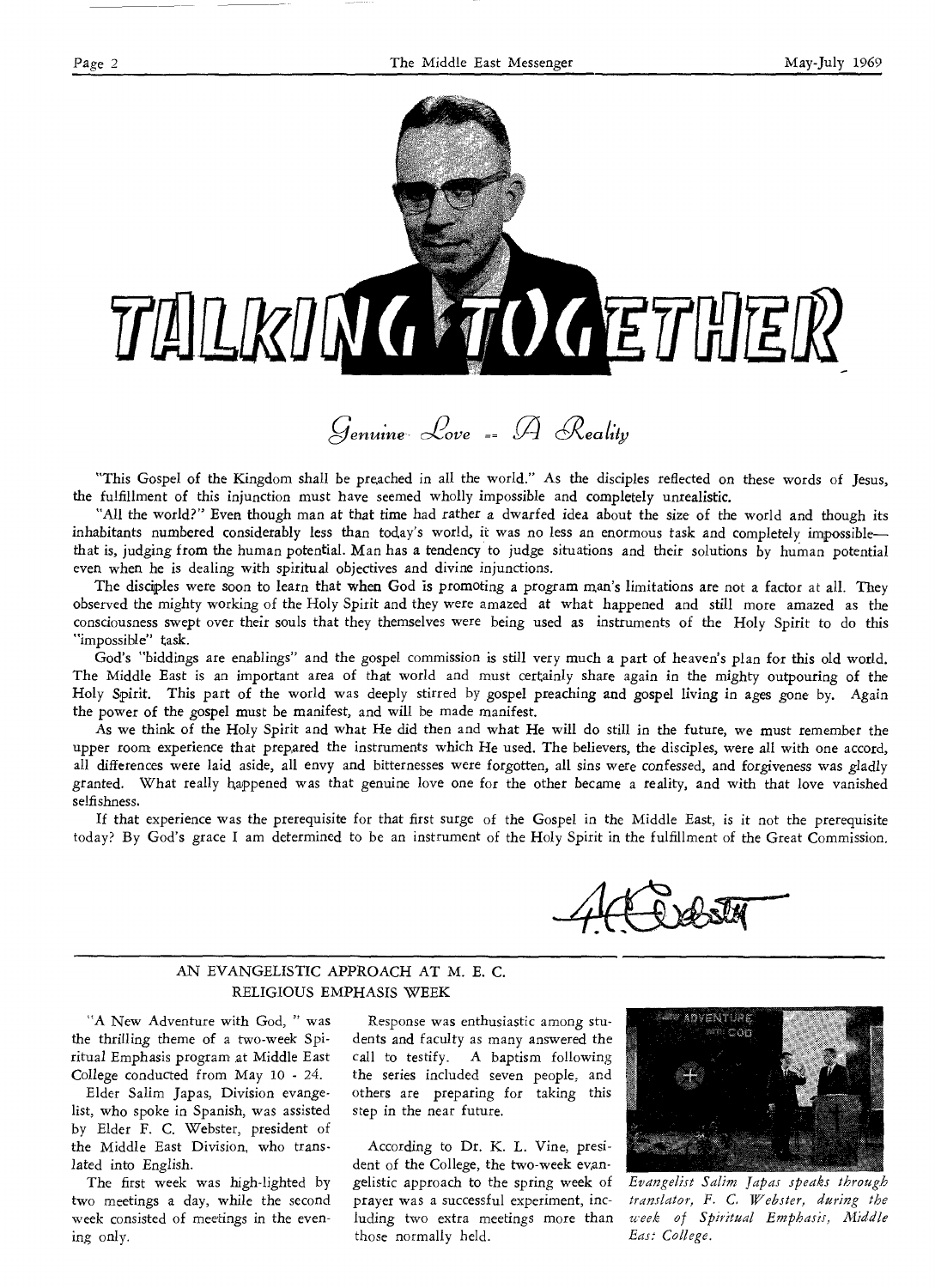# TALKING TOGETHER

## *Genuine Love — A Reality*

"This Gospel of the Kingdom shall be preached in all the world." As the disciples reflected on these words of Jesus, the fulfillment of this injunction must have seemed wholly impossible and completely unrealistic.

"All the world?" Even though man at that time had rather a dwarfed idea about the size of the world and though its inhabitants numbered considerably less than today's world, it was no less an enormous task and completely impossible—that is, judging from the human potential. Man has a tendency to judge situations and their solutions by human potential even when he is dealing with spiritual objectives and divine injunctions.

The disciples were soon to learn that when God is promoting a program man's limitations are not a factor at all. They observed the mighty working of the Holy Spirit and they were amazed at what happened and still more amazed as the consciousness swept over their souls that they themselves were being used as instruments of the Holy Spirit to do this "impossible" task.

God's "biddings are enablings" and the gospel commission is still very much a part of heaven's plan for this old world. The Middle East is an important area of that world and must certainly share again in the mighty outpouring of the Holy Spirit. This part of the world was deeply stirred by gospel preaching and gospel living in ages gone by. Again the power of the gospel must be manifest, and will be made manifest.

As we think of the Holy Spirit and what He did then and what He will do still in the future, we must remember the upper room experience that prepared the instruments which He used. The believers, the disciples, were all with one accord, all differences were laid aside, all envy and bitternesses were forgotten, all sins were confessed, and forgiveness was gladly granted. What really happened was that genuine love one for the other became a reality, and with that love vanished selfishness.

If that experience was the prerequisite for that first surge of the Gospel in the Middle East, is it not the prerequisite today? By God's grace I am determined to be an instrument of the Holy Spirit in the fulfillment of the Great Commission.

F. C. Webster

## AN EVANGELISTIC APPROACH AT M. E. C. RELIGIOUS EMPHASIS WEEK

"A New Adventure with God, " was the thrilling theme of a two-week Spiritual Emphasis program at Middle East College conducted from May 10 - 24.

Elder Salim Japas, Division evangelist, who spoke in Spanish, was assisted by Elder F. C. Webster, president of the Middle East Division, who translated into English.

The first week was high-lighted by two meetings a day, while the second week consisted of meetings in the evening only.

Response was enthusiastic among students and faculty as many answered the call to testify. A baptism following the series included seven people, and others are preparing for taking this step in the near future.

According to Dr. K. L. Vine, president of the College, the two-week evangelistic approach to the spring week of prayer was a successful experiment, including two extra meetings more than those normally held.

*Evangelist Salim Japas speaks through translator, F. C. Webster, during the week of Spiritual Emphasis, Middle East College.*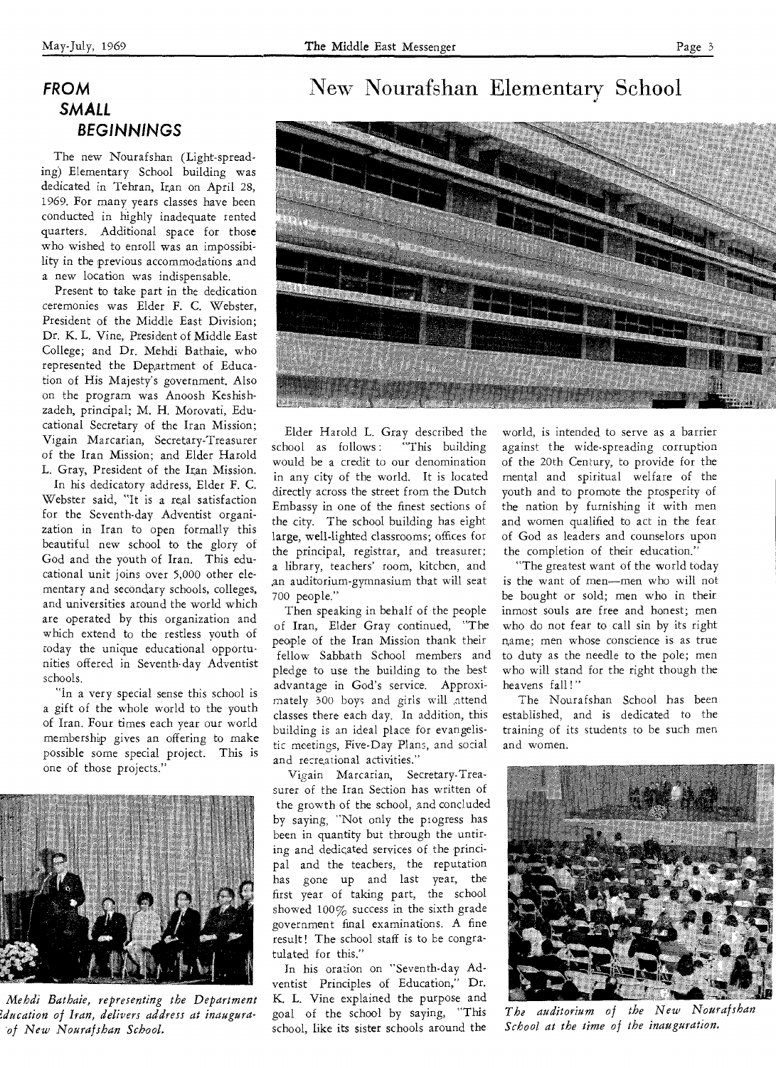# New Nourafshan Elementary School

## *FROM SMALL BEGINNINGS*

The new Nourafshan (Light-spreading) Elementary School building was dedicated in Tehran, Iran on April 28, 1969. For many years classes have been conducted in highly inadequate rented quarters. Additional space for those who wished to enroll was an impossibility in the previous accommodations and a new location was indispensable.

Present to take part in the dedication ceremonies was Elder F. C. Webster, President of the Middle East Division; Dr. K. L. Vine, President of Middle East College; and Dr. Mehdi Bathaie, who represented the Department of Education of His Majesty's government. Also on the program was Anoosh Keshishzadeh, principal; M. H. Morovati, Educational Secretary of the Iran Mission; Vigain Marcarian, Secretary-Treasurer of the Iran Mission; and Elder Harold L. Gray, President of the Iran Mission.

In his dedicatory address, Elder F. C. Webster said, "It is a real satisfaction for the Seventh-day Adventist organization in Iran to open formally this beautiful new school to the glory of God and the youth of Iran. This educational unit joins over 5,000 other elementary and secondary schools, colleges, and universities around the world which are operated by this organization and which extend to the restless youth of today the unique educational opportunities offered in Seventh-day Adventist schools.

"In a very special sense this school is a gift of the whole world to the youth of Iran. Four times each year our world membership gives an offering to make possible some special project. This is one of those projects."

*Mehdi Bathaie, representing the Department [of E]ducation of Iran, delivers address at inaugura[tion] of New Nourafshan School.*

Elder Harold L. Gray described the school as follows: "This building would be a credit to our denomination in any city of the world. It is located directly across the street from the Dutch Embassy in one of the finest sections of the city. The school building has eight large, well-lighted classrooms; offices for the principal, registrar, and treasurer; a library, teachers' room, kitchen, and an auditorium-gymnasium that will seat 700 people."

Then speaking in behalf of the people of Iran, Elder Gray continued, "The people of the Iran Mission thank their fellow Sabbath School members and pledge to use the building to the best advantage in God's service. Approximately 300 boys and girls will attend classes there each day. In addition, this building is an ideal place for evangelistic meetings, Five-Day Plans, and social and recreational activities."

Vigain Marcarian, Secretary-Treasurer of the Iran Section has written of the growth of the school, and concluded by saying, "Not only the progress has been in quantity but through the untiring and dedicated services of the principal and the teachers, the reputation has gone up and last year, the first year of taking part, the school showed 100% success in the sixth grade government final examinations. A fine result! The school staff is to be congratulated for this."

In his oration on "Seventh-day Adventist Principles of Education," Dr. K. L. Vine explained the purpose and goal of the school by saying, "This school, like its sister schools around the world, is intended to serve as a barrier against the wide-spreading corruption of the 20th Century, to provide for the mental and spiritual welfare of the youth and to promote the prosperity of the nation by furnishing it with men and women qualified to act in the fear of God as leaders and counselors upon the completion of their education."

"The greatest want of the world today is the want of men—men who will not be bought or sold; men who in their inmost souls are free and honest; men who do not fear to call sin by its right name; men whose conscience is as true to duty as the needle to the pole; men who will stand for the right though the heavens fall!"

The Nourafshan School has been established, and is dedicated to the training of its students to be such men and women.

*The auditorium of the New Nourafshan School at the time of the inauguration.*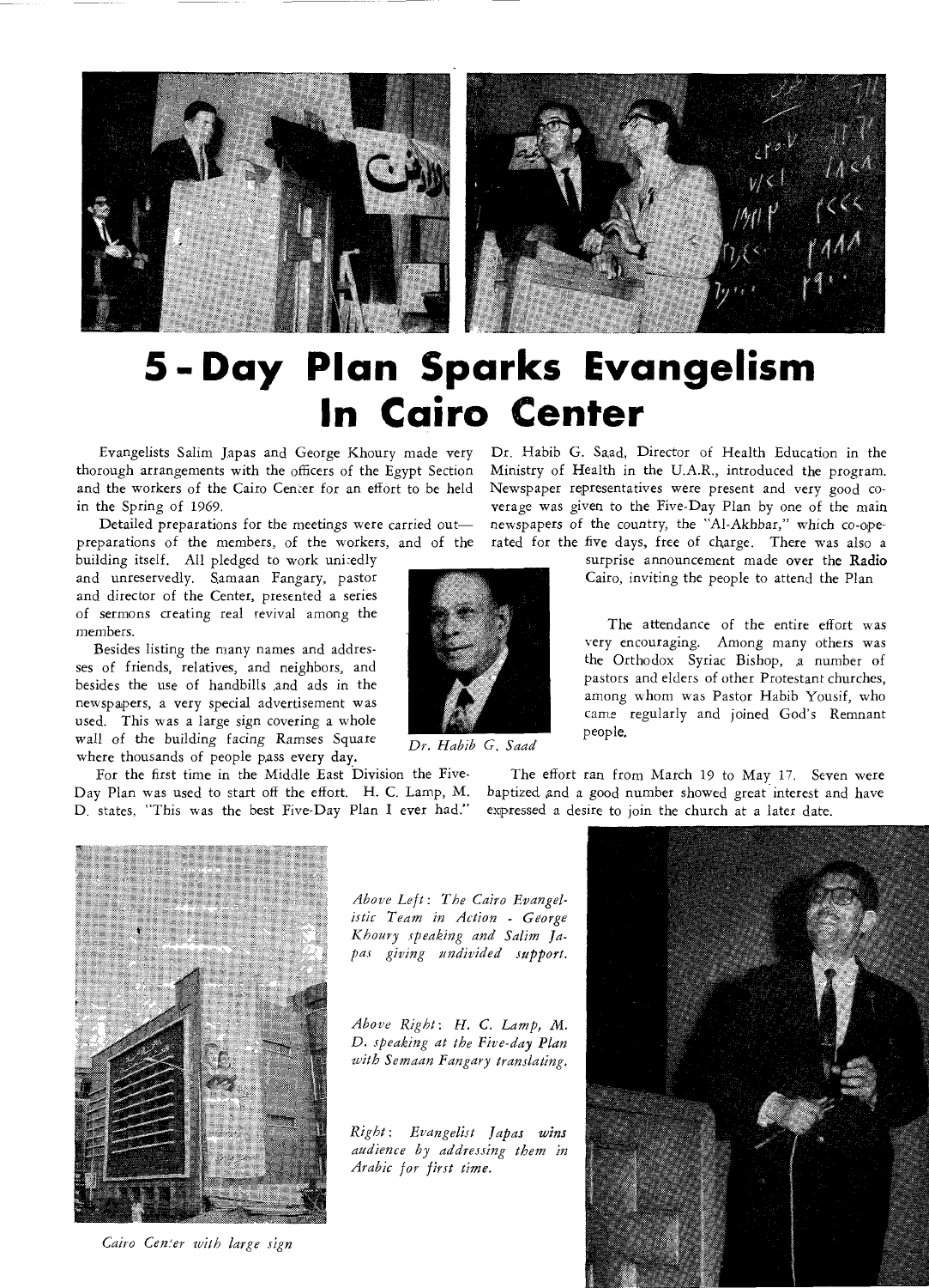# 5-Day Plan Sparks Evangelism In Cairo Center

Evangelists Salim Japas and George Khoury made very thorough arrangements with the officers of the Egypt Section and the workers of the Cairo Center for an effort to be held in the Spring of 1969.

Detailed preparations for the meetings were carried out—preparations of the members, of the workers, and of the building itself. All pledged to work unitedly and unreservedly. Samaan Fangary, pastor and director of the Center, presented a series of sermons creating real revival among the members.

Besides listing the many names and addresses of friends, relatives, and neighbors, and besides the use of handbills and ads in the newspapers, a very special advertisement was used. This was a large sign covering a whole wall of the building facing Ramses Square where thousands of people pass every day.

For the first time in the Middle East Division the Five-Day Plan was used to start off the effort. H. C. Lamp, M. D. states, "This was the best Five-Day Plan I ever had." Dr. Habib G. Saad, Director of Health Education in the Ministry of Health in the U.A.R., introduced the program. Newspaper representatives were present and very good coverage was given to the Five-Day Plan by one of the main newspapers of the country, the "Al-Akhbar," which co-operated for the five days, free of charge. There was also a surprise announcement made over the Radio Cairo, inviting the people to attend the Plan

*Dr. Habib G. Saad*

The attendance of the entire effort was very encouraging. Among many others was the Orthodox Syriac Bishop, a number of pastors and elders of other Protestant churches, among whom was Pastor Habib Yousif, who came regularly and joined God's Remnant people.

The effort ran from March 19 to May 17. Seven were baptized and a good number showed great interest and have expressed a desire to join the church at a later date.

*Above Left: The Cairo Evangelistic Team in Action - George Khoury speaking and Salim Japas giving undivided support.*

*Above Right: H. C. Lamp, M. D. speaking at the Five-day Plan with Semaan Fangary translating.*

*Right: Evangelist Japas wins audience by addressing them in Arabic for first time.*

*Cairo Center with large sign*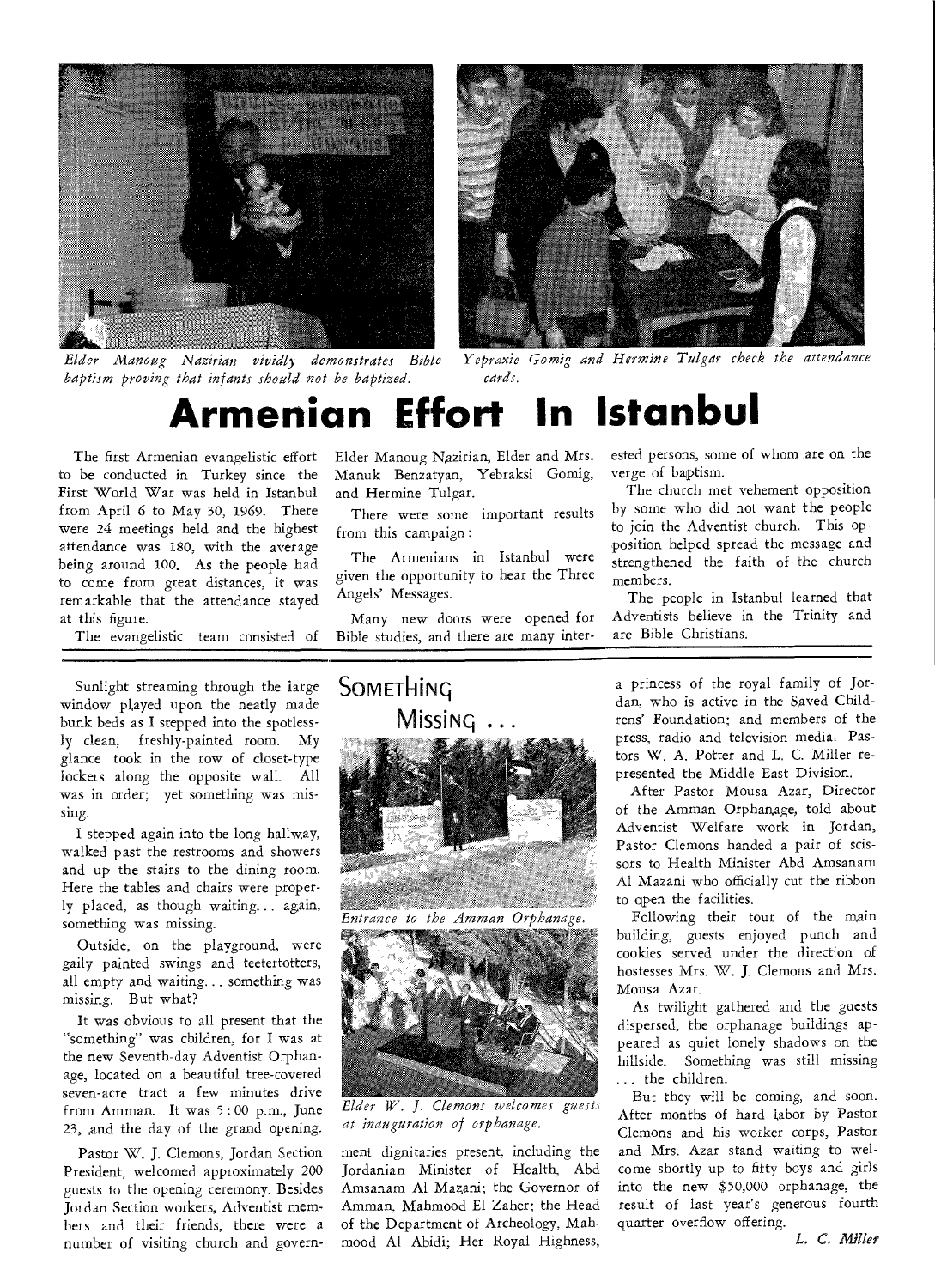*Elder Manoug Nazirian vividly demonstrates Bible baptism proving that infants should not be baptized.*

*Yepraxie Gomig and Hermine Tulgar check the attendance cards.*

# Armenian Effort In Istanbul

The first Armenian evangelistic effort to be conducted in Turkey since the First World War was held in Istanbul from April 6 to May 30, 1969. There were 24 meetings held and the highest attendance was 180, with the average being around 100. As the people had to come from great distances, it was remarkable that the attendance stayed at this figure.

The evangelistic team consisted of Elder Manoug Nazirian, Elder and Mrs. Manuk Benzatyan, Yebraksi Gomig, and Hermine Tulgar.

There were some important results from this campaign:

The Armenians in Istanbul were given the opportunity to hear the Three Angels' Messages.

Many new doors were opened for Bible studies, and there are many interested persons, some of whom are on the verge of baptism.

The church met vehement opposition by some who did not want the people to join the Adventist church. This opposition helped spread the message and strengthened the faith of the church members.

The people in Istanbul learned that Adventists believe in the Trinity and are Bible Christians.

---

# Something Missing . . .

Sunlight streaming through the large window played upon the neatly made bunk beds as I stepped into the spotlessly clean, freshly-painted room. My glance took in the row of closet-type lockers along the opposite wall. All was in order; yet something was missing.

I stepped again into the long hallway, walked past the restrooms and showers and up the stairs to the dining room. Here the tables and chairs were properly placed, as though waiting... again, something was missing.

Outside, on the playground, were gaily painted swings and teetertotters, all empty and waiting... something was missing. But what?

It was obvious to all present that the "something" was children, for I was at the new Seventh-day Adventist Orphanage, located on a beautiful tree-covered seven-acre tract a few minutes drive from Amman. It was 5:00 p.m., June 23, and the day of the grand opening.

Pastor W. J. Clemons, Jordan Section President, welcomed approximately 200 guests to the opening ceremony. Besides Jordan Section workers, Adventist members and their friends, there were a number of visiting church and government dignitaries present, including the Jordanian Minister of Health, Abd Amsanam Al Mazani; the Governor of Amman, Mahmood El Zaher; the Head of the Department of Archeology, Mahmood Al Abidi; Her Royal Highness, a princess of the royal family of Jordan, who is active in the Saved Childrens' Foundation; and members of the press, radio and television media. Pastors W. A. Potter and L. C. Miller represented the Middle East Division.

*Entrance to the Amman Orphanage.*

*Elder W. J. Clemons welcomes guests at inauguration of orphanage.*

After Pastor Mousa Azar, Director of the Amman Orphanage, told about Adventist Welfare work in Jordan, Pastor Clemons handed a pair of scissors to Health Minister Abd Amsanam Al Mazani who officially cut the ribbon to open the facilities.

Following their tour of the main building, guests enjoyed punch and cookies served under the direction of hostesses Mrs. W. J. Clemons and Mrs. Mousa Azar.

As twilight gathered and the guests dispersed, the orphanage buildings appeared as quiet lonely shadows on the hillside. Something was still missing . . . the children.

But they will be coming, and soon. After months of hard labor by Pastor Clemons and his worker corps, Pastor and Mrs. Azar stand waiting to welcome shortly up to fifty boys and girls into the new $50,000 orphanage, the result of last year's generous fourth quarter overflow offering.

*L. C. Miller*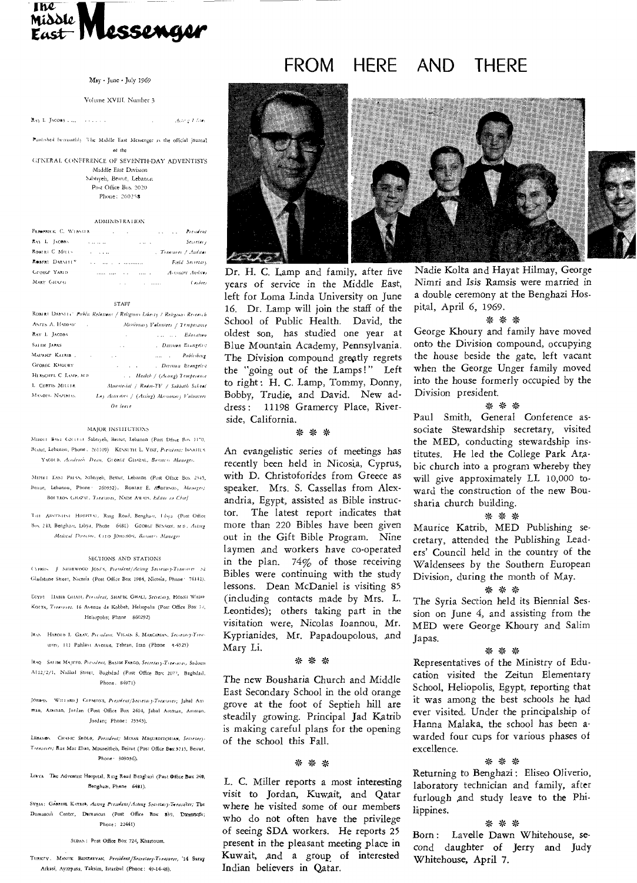# The Middle East Messenger

May - June - July 1969

Volume XVIII, Number 3

RAY L. JACOBS . . . . . . . . . . Acting Editor

Published bi-monthly. The Middle East Messenger is the official journal of the

GENERAL CONFERENCE OF SEVENTH-DAY ADVENTISTS
Middle East Division
Sabtiyeh, Beirut, Lebanon
Post Office Box 2020
Phone: 260258

### ADMINISTRATION

| | |
|---|---|
| FREDERICK C. WEBSTER | President |
| RAY L. JACOBS | Secretary |
| ROBERT C. MILLS | Treasurer / Auditor |
| ROBERT DARNELL | Field Secretary |
| GEORGE YARED | Assistant Auditor |
| MARY GHAZAL | Cashier |

### STAFF

| | |
|---|---|
| ROBERT DARNELL | Public Relations / Religious Liberty / Religious Research |
| ANTES A. HADDAD | Missionary Volunteers / Temperance |
| RAY L. JACOBS | Education |
| SALIM JAPAS | Division Evangelist |
| MAURICE KATRIB | Publishing |
| GEORGE KHOURY | Division Evangelist |
| HERSCHEL C. LAMP, M.D. | Health / (Acting) Temperance |
| L. CURTIS MILLER | Ministerial / Radio-TV / Sabbath School |
| MANOUG NAZIRIAN | Lay Activities / (Acting) Missionary Volunteers On leave |

### MAJOR INSTITUTIONS

MIDDLE EAST COLLEGE: Sabtiyeh, Beirut, Lebanon (Post Office Box 1170, Beirut, Lebanon, Phone: 261109) KENNETH L. VINE, President; IGNATIUS YACOUB, Academic Dean; GEORGE GHAZAL, Business Manager.

MIDDLE EAST PRESS: Sabtiyeh, Beirut, Lebanon (Post Office Box 2345, Beirut, Lebanon, Phone: 260932). ROBERT E. ANDERSON, Manager; BOUTROS GHAZAL, Treasurer; NAIM AWAIS, Editor in Chief

THE ADVENTIST HOSPITAL: Ring Road, Benghazi, Libya (Post Office Box 240, Benghazi, Libya, Phone: 6481) GEORGE BENSON, M.D., Acting Medical Director; CLEO JOHNSON, Business Manager

### SECTIONS AND STATIONS

CYPRUS: J. SHERWOOD JONES, President/Acting Secretary-Treasurer; 24 Gladstone Street, Nicosia (Post Office Box 1984, Nicosia, Phone: 78142).

EGYPT: HABIB GHALI, President; SHAFIK GHALI, Secretary; HOSNI WADIE KOLTA, Treasurer; 16 Avenue de Kobbeh, Heliopolis (Post Office Box 14, Heliopolis; Phone 860292)

IRAN: HAROLD J. GRAY, President; VIGAIN S. MARGARIAN, Secretary-Treasurer; 111 Pahlavi Avenue, Tehran, Iran (Phone 44525)

IRAQ: SALIM MAJEED, President; BASIM FARGO, Secretary-Treasurer; Sadoun A112/2/1, Nidhal Street, Baghdad (Post Office Box 2077, Baghdad, Phone: 84971)

JORDAN: WILLARD J. CUMMONS, President/Secretary-Treasurer; Jabal Amman, Amman, Jordan (Post Office Box 2404, Jabal Amman, Amman, Jordan; Phone: 25345).

LEBANON: CHAFIC SROUR, President; MINAS MEGURDITCHIAN, Secretary-Treasurer; Rue Mar Elias, Mouseitbeh, Beirut (Post Office Box 3715, Beirut, Phone: 308036).

LIBYA: The Adventist Hospital, Ring Road Benghazi (Post Office Box 240, Benghazi, Phone 6481).

SYRIA: GABRIEL KATRIB, Acting President/Acting Secretary-Treasurer; The Damascus Center, Damascus (Post Office Box 839, Damascus; Phone: 22441)

SUDAN: Post Office Box 724, Khartoum.

TURKEY: MANUK BENZATYAN, President/Secretary-Treasurer; 14 Saray Arkasi, Ayazpasa, Taksim, Istanbul (Phone: 49-14-48).

## FROM HERE AND THERE

Dr. H. C. Lamp and family, after five years of service in the Middle East, left for Loma Linda University on June 16. Dr. Lamp will join the staff of the School of Public Health. David, the oldest son, has studied one year at Blue Mountain Academy, Pennsylvania. The Division compound greatly regrets the "going out of the Lamps!" Left to right: H. C. Lamp, Tommy, Donny, Bobby, Trudie, and David. New address: 11198 Gramercy Place, Riverside, California.

\* \* \*

An evangelistic series of meetings has recently been held in Nicosia, Cyprus, with D. Christoforides from Greece as speaker. Mrs. S. Cassellas from Alexandria, Egypt, assisted as Bible instructor. The latest report indicates that more than 220 Bibles have been given out in the Gift Bible Program. Nine laymen and workers have co-operated in the plan. 74% of those receiving Bibles were continuing with the study lessons. Dean McDaniel is visiting 85 (including contacts made by Mrs. L. Leontides); others taking part in the visitation were, Nicolas Ioannou, Mr. Kyprianides, Mr. Papadoupolous, and Mary Li.

\* \* \*

The new Bousharia Church and Middle East Secondary School in the old orange grove at the foot of Septieh hill are steadily growing. Principal Jad Katrib is making careful plans for the opening of the school this Fall.

\* \* \*

L. C. Miller reports a most interesting visit to Jordan, Kuwait, and Qatar where he visited some of our members who do not often have the privilege of seeing SDA workers. He reports 25 present in the pleasant meeting place in Kuwait, and a group of interested Indian believers in Qatar.

Nadie Kolta and Hayat Hilmay, George Nimri and Isis Ramsis were married in a double ceremony at the Benghazi Hospital, April 6, 1969.

\* \* \*

George Khoury and family have moved onto the Division compound, occupying the house beside the gate, left vacant when the George Unger family moved into the house formerly occupied by the Division president.

\* \* \*

Paul Smith, General Conference associate Stewardship secretary, visited the MED, conducting stewardship institutes. He led the College Park Arabic church into a program whereby they will give approximately LL 10,000 toward the construction of the new Bousharia church building.

\* \* \*

Maurice Katrib, MED Publishing secretary, attended the Publishing Leaders' Council held in the country of the Waldensees by the Southern European Division, during the month of May.

\* \* \*

The Syria Section held its Biennial Session on June 4, and assisting from the MED were George Khoury and Salim Japas.

\* \* \*

Representatives of the Ministry of Education visited the Zeitun Elementary School, Heliopolis, Egypt, reporting that it was among the best schools he had ever visited. Under the principalship of Hanna Malaka, the school has been awarded four cups for various phases of excellence.

\* \* \*

Returning to Benghazi: Eliseo Oliverio, laboratory technician and family, after furlough and study leave to the Philippines.

\* \* \*

Born: Lavelle Dawn Whitehouse, second daughter of Jerry and Judy Whitehouse, April 7.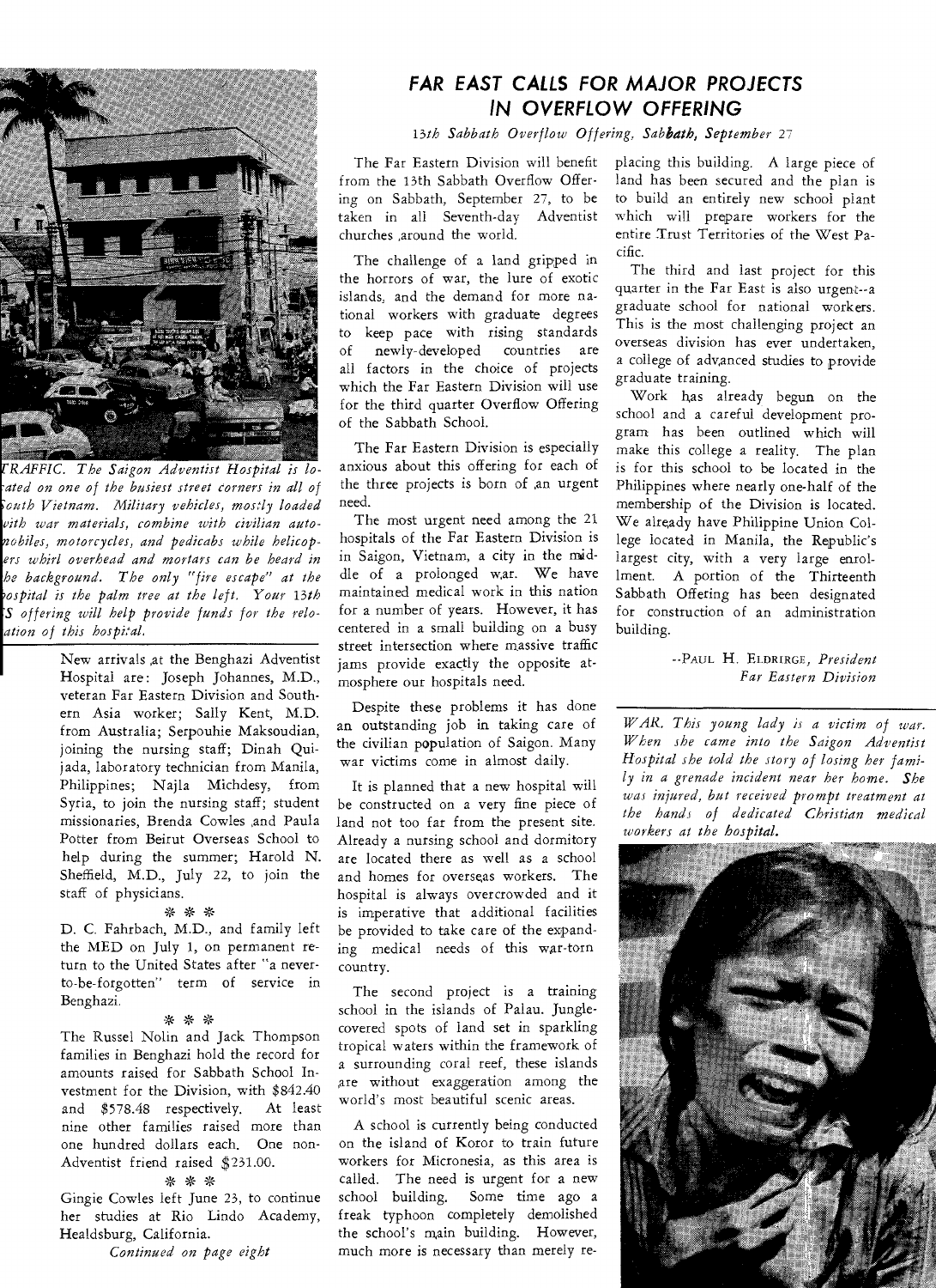*TRAFFIC. The Saigon Adventist Hospital is located on one of the busiest street corners in all of South Vietnam. Military vehicles, mostly loaded with war materials, combine with civilian automobiles, motorcycles, and pedicabs while helicopters whirl overhead and mortars can be heard in the background. The only "fire escape" at the hospital is the palm tree at the left. Your 13th S offering will help provide funds for the relocation of this hospital.*

New arrivals at the Benghazi Adventist Hospital are: Joseph Johannes, M.D., veteran Far Eastern Division and Southern Asia worker; Sally Kent, M.D. from Australia; Serpouhie Maksoudian, joining the nursing staff; Dinah Quijada, laboratory technician from Manila, Philippines; Najla Michdesy, from Syria, to join the nursing staff; student missionaries, Brenda Cowles and Paula Potter from Beirut Overseas School to help during the summer; Harold N. Sheffield, M.D., July 22, to join the staff of physicians.

\* \* \*

D. C. Fahrbach, M.D., and family left the MED on July 1, on permanent return to the United States after "a never-to-be-forgotten" term of service in Benghazi.

\* \* \*

The Russel Nolin and Jack Thompson families in Benghazi hold the record for amounts raised for Sabbath School Investment for the Division, with $842.40 and $578.48 respectively. At least nine other families raised more than one hundred dollars each. One non-Adventist friend raised $231.00.

\* \* \*

Gingie Cowles left June 23, to continue her studies at Rio Lindo Academy, Healdsburg, California.

*Continued on page eight*

## FAR EAST CALLS FOR MAJOR PROJECTS IN OVERFLOW OFFERING

*13th Sabbath Overflow Offering, Sabbath, September 27*

The Far Eastern Division will benefit from the 13th Sabbath Overflow Offering on Sabbath, September 27, to be taken in all Seventh-day Adventist churches around the world.

The challenge of a land gripped in the horrors of war, the lure of exotic islands, and the demand for more national workers with graduate degrees to keep pace with rising standards of newly-developed countries are all factors in the choice of projects which the Far Eastern Division will use for the third quarter Overflow Offering of the Sabbath School.

The Far Eastern Division is especially anxious about this offering for each of the three projects is born of an urgent need.

The most urgent need among the 21 hospitals of the Far Eastern Division is in Saigon, Vietnam, a city in the middle of a prolonged war. We have maintained medical work in this nation for a number of years. However, it has centered in a small building on a busy street intersection where massive traffic jams provide exactly the opposite atmosphere our hospitals need.

Despite these problems it has done an outstanding job in taking care of the civilian population of Saigon. Many war victims come in almost daily.

It is planned that a new hospital will be constructed on a very fine piece of land not too far from the present site. Already a nursing school and dormitory are located there as well as a school and homes for overseas workers. The hospital is always overcrowded and it is imperative that additional facilities be provided to take care of the expanding medical needs of this war-torn country.

The second project is a training school in the islands of Palau. Jungle-covered spots of land set in sparkling tropical waters within the framework of a surrounding coral reef, these islands are without exaggeration among the world's most beautiful scenic areas.

A school is currently being conducted on the island of Koror to train future workers for Micronesia, as this area is called. The need is urgent for a new school building. Some time ago a freak typhoon completely demolished the school's main building. However, much more is necessary than merely replacing this building. A large piece of land has been secured and the plan is to build an entirely new school plant which will prepare workers for the entire Trust Territories of the West Pacific.

The third and last project for this quarter in the Far East is also urgent--a graduate school for national workers. This is the most challenging project an overseas division has ever undertaken, a college of advanced studies to provide graduate training.

Work has already begun on the school and a careful development program has been outlined which will make this college a reality. The plan is for this school to be located in the Philippines where nearly one-half of the membership of the Division is located. We already have Philippine Union College located in Manila, the Republic's largest city, with a very large enrollment. A portion of the Thirteenth Sabbath Offering has been designated for construction of an administration building.

--PAUL H. ELDRIRGE, *President Far Eastern Division*

*WAR. This young lady is a victim of war. When she came into the Saigon Adventist Hospital she told the story of losing her family in a grenade incident near her home. She was injured, but received prompt treatment at the hands of dedicated Christian medical workers at the hospital.*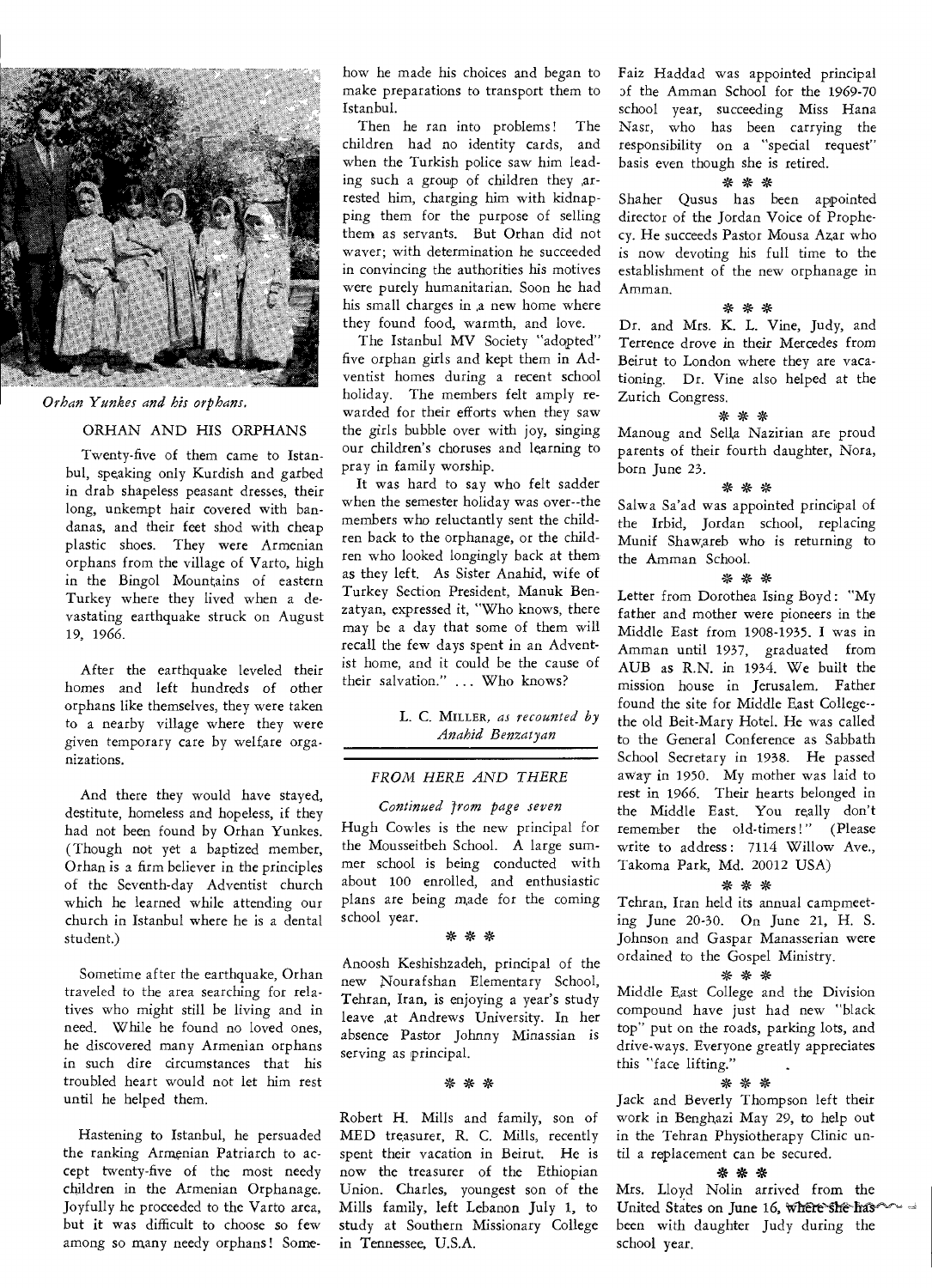*Orhan Yunkes and his orphans.*

## ORHAN AND HIS ORPHANS

Twenty-five of them came to Istanbul, speaking only Kurdish and garbed in drab shapeless peasant dresses, their long, unkempt hair covered with bandanas, and their feet shod with cheap plastic shoes. They were Armenian orphans from the village of Varto, high in the Bingol Mountains of eastern Turkey where they lived when a devastating earthquake struck on August 19, 1966.

After the earthquake leveled their homes and left hundreds of other orphans like themselves, they were taken to a nearby village where they were given temporary care by welfare organizations.

And there they would have stayed, destitute, homeless and hopeless, if they had not been found by Orhan Yunkes. (Though not yet a baptized member, Orhan is a firm believer in the principles of the Seventh-day Adventist church which he learned while attending our church in Istanbul where he is a dental student.)

Sometime after the earthquake, Orhan traveled to the area searching for relatives who might still be living and in need. While he found no loved ones, he discovered many Armenian orphans in such dire circumstances that his troubled heart would not let him rest until he helped them.

Hastening to Istanbul, he persuaded the ranking Armenian Patriarch to accept twenty-five of the most needy children in the Armenian Orphanage. Joyfully he proceeded to the Varto area, but it was difficult to choose so few among so many needy orphans! Somehow he made his choices and began to make preparations to transport them to Istanbul.

Then he ran into problems! The children had no identity cards, and when the Turkish police saw him leading such a group of children they arrested him, charging him with kidnapping them for the purpose of selling them as servants. But Orhan did not waver; with determination he succeeded in convincing the authorities his motives were purely humanitarian. Soon he had his small charges in a new home where they found food, warmth, and love.

The Istanbul MV Society "adopted" five orphan girls and kept them in Adventist homes during a recent school holiday. The members felt amply rewarded for their efforts when they saw the girls bubble over with joy, singing our children's choruses and learning to pray in family worship.

It was hard to say who felt sadder when the semester holiday was over--the members who reluctantly sent the children back to the orphanage, or the children who looked longingly back at them as they left. As Sister Anahid, wife of Turkey Section President, Manuk Benzatyan, expressed it, "Who knows, there may be a day that some of them will recall the few days spent in an Adventist home, and it could be the cause of their salvation." . . . Who knows?

L. C. MILLER, *as recounted by Anahid Benzatyan*

## *FROM HERE AND THERE*

*Continued from page seven*

Hugh Cowles is the new principal for the Mousseitbeh School. A large summer school is being conducted with about 100 enrolled, and enthusiastic plans are being made for the coming school year.

\* \* \*

Anoosh Keshishzadeh, principal of the new Nourafshan Elementary School, Tehran, Iran, is enjoying a year's study leave at Andrews University. In her absence Pastor Johnny Minassian is serving as principal.

\* \* \*

Robert H. Mills and family, son of MED treasurer, R. C. Mills, recently spent their vacation in Beirut. He is now the treasurer of the Ethiopian Union. Charles, youngest son of the Mills family, left Lebanon July 1, to study at Southern Missionary College in Tennessee, U.S.A.

Faiz Haddad was appointed principal of the Amman School for the 1969-70 school year, succeeding Miss Hana Nasr, who has been carrying the responsibility on a "special request" basis even though she is retired.

\* \* \*

Shaher Qusus has been appointed director of the Jordan Voice of Prophecy. He succeeds Pastor Mousa Azar who is now devoting his full time to the establishment of the new orphanage in Amman.

\* \* \*

Dr. and Mrs. K. L. Vine, Judy, and Terrence drove in their Mercedes from Beirut to London where they are vacationing. Dr. Vine also helped at the Zurich Congress.

\* \* \*

Manoug and Sella Nazirian are proud parents of their fourth daughter, Nora, born June 23.

\* \* \*

Salwa Sa'ad was appointed principal of the Irbid, Jordan school, replacing Munif Shawareb who is returning to the Amman School.

\* \* \*

Letter from Dorothea Ising Boyd: "My father and mother were pioneers in the Middle East from 1908-1935. I was in Amman until 1937, graduated from AUB as R.N. in 1934. We built the mission house in Jerusalem. Father found the site for Middle East College--the old Beit-Mary Hotel. He was called to the General Conference as Sabbath School Secretary in 1938. He passed away in 1950. My mother was laid to rest in 1966. Their hearts belonged in the Middle East. You really don't remember the old-timers!" (Please write to address: 7114 Willow Ave., Takoma Park, Md. 20012 USA)

\* \* \*

Tehran, Iran held its annual campmeeting June 20-30. On June 21, H. S. Johnson and Gaspar Manasserian were ordained to the Gospel Ministry.

\* \* \*

Middle East College and the Division compound have just had new "black top" put on the roads, parking lots, and drive-ways. Everyone greatly appreciates this "face lifting."

\* \* \*

Jack and Beverly Thompson left their work in Benghazi May 29, to help out in the Tehran Physiotherapy Clinic until a replacement can be secured.

\* \* \*

Mrs. Lloyd Nolin arrived from the United States on June 16, where she has been with daughter Judy during the school year.